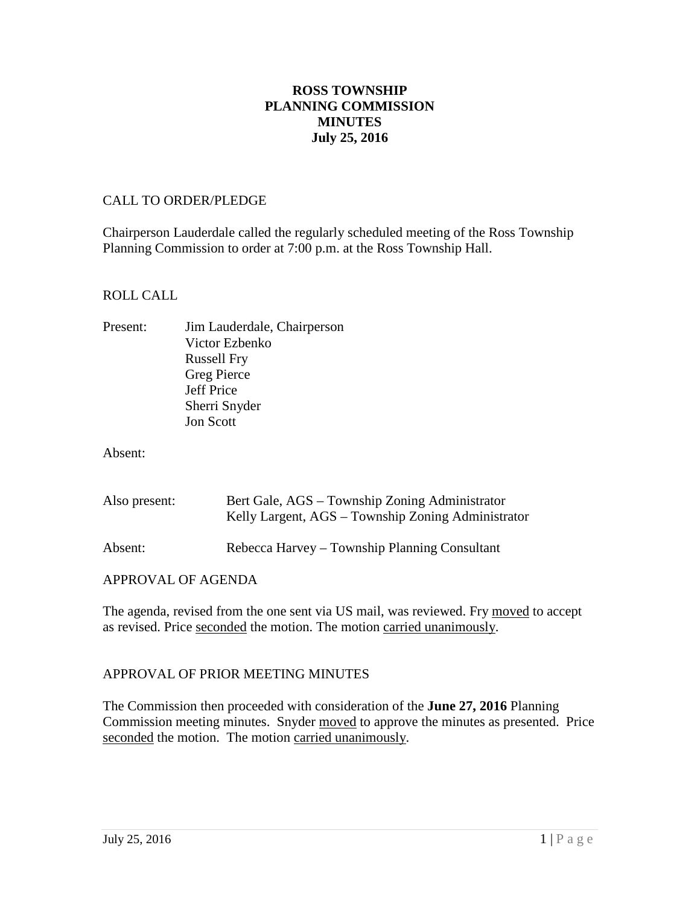# ROSS TOWNSHIP
# PLANNING COMMISSION
# MINUTES
# July 25, 2016

CALL TO ORDER/PLEDGE

Chairperson Lauderdale called the regularly scheduled meeting of the Ross Township Planning Commission to order at 7:00 p.m. at the Ross Township Hall.

ROLL CALL

Present: Jim Lauderdale, Chairperson
Victor Ezbenko
Russell Fry
Greg Pierce
Jeff Price
Sherri Snyder
Jon Scott

Absent:

Also present: Bert Gale, AGS – Township Zoning Administrator
Kelly Largent, AGS – Township Zoning Administrator

Absent: Rebecca Harvey – Township Planning Consultant

APPROVAL OF AGENDA

The agenda, revised from the one sent via US mail, was reviewed. Fry moved to accept as revised. Price seconded the motion. The motion carried unanimously.

APPROVAL OF PRIOR MEETING MINUTES

The Commission then proceeded with consideration of the **June 27, 2016** Planning Commission meeting minutes. Snyder moved to approve the minutes as presented. Price seconded the motion. The motion carried unanimously.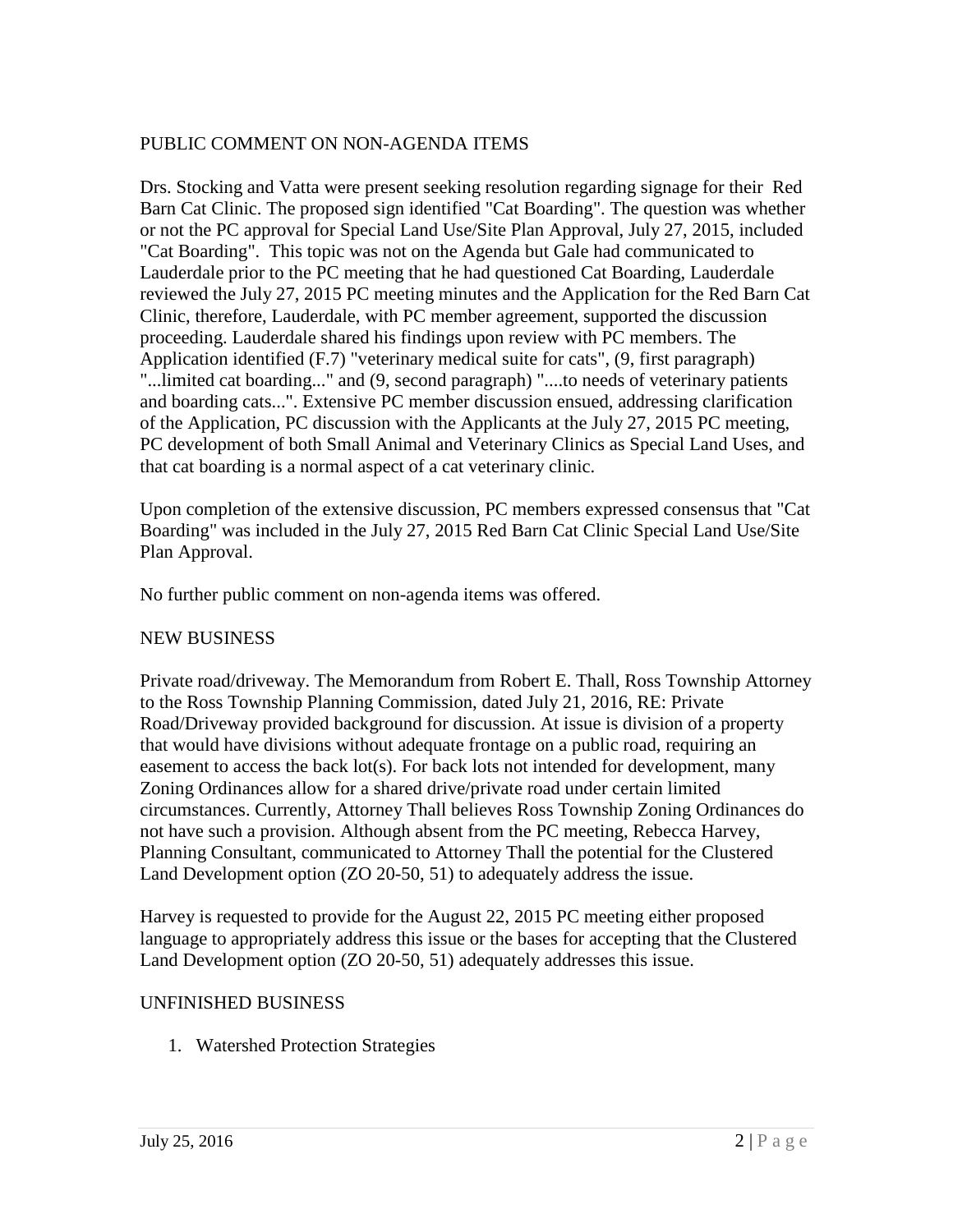## PUBLIC COMMENT ON NON-AGENDA ITEMS

Drs. Stocking and Vatta were present seeking resolution regarding signage for their Red Barn Cat Clinic. The proposed sign identified "Cat Boarding". The question was whether or not the PC approval for Special Land Use/Site Plan Approval, July 27, 2015, included "Cat Boarding". This topic was not on the Agenda but Gale had communicated to Lauderdale prior to the PC meeting that he had questioned Cat Boarding, Lauderdale reviewed the July 27, 2015 PC meeting minutes and the Application for the Red Barn Cat Clinic, therefore, Lauderdale, with PC member agreement, supported the discussion proceeding. Lauderdale shared his findings upon review with PC members. The Application identified (F.7) "veterinary medical suite for cats", (9, first paragraph) "...limited cat boarding..." and (9, second paragraph) "....to needs of veterinary patients and boarding cats...". Extensive PC member discussion ensued, addressing clarification of the Application, PC discussion with the Applicants at the July 27, 2015 PC meeting, PC development of both Small Animal and Veterinary Clinics as Special Land Uses, and that cat boarding is a normal aspect of a cat veterinary clinic.

Upon completion of the extensive discussion, PC members expressed consensus that "Cat Boarding" was included in the July 27, 2015 Red Barn Cat Clinic Special Land Use/Site Plan Approval.

No further public comment on non-agenda items was offered.

## NEW BUSINESS

Private road/driveway. The Memorandum from Robert E. Thall, Ross Township Attorney to the Ross Township Planning Commission, dated July 21, 2016, RE: Private Road/Driveway provided background for discussion. At issue is division of a property that would have divisions without adequate frontage on a public road, requiring an easement to access the back lot(s). For back lots not intended for development, many Zoning Ordinances allow for a shared drive/private road under certain limited circumstances. Currently, Attorney Thall believes Ross Township Zoning Ordinances do not have such a provision. Although absent from the PC meeting, Rebecca Harvey, Planning Consultant, communicated to Attorney Thall the potential for the Clustered Land Development option (ZO 20-50, 51) to adequately address the issue.

Harvey is requested to provide for the August 22, 2015 PC meeting either proposed language to appropriately address this issue or the bases for accepting that the Clustered Land Development option (ZO 20-50, 51) adequately addresses this issue.

## UNFINISHED BUSINESS

1. Watershed Protection Strategies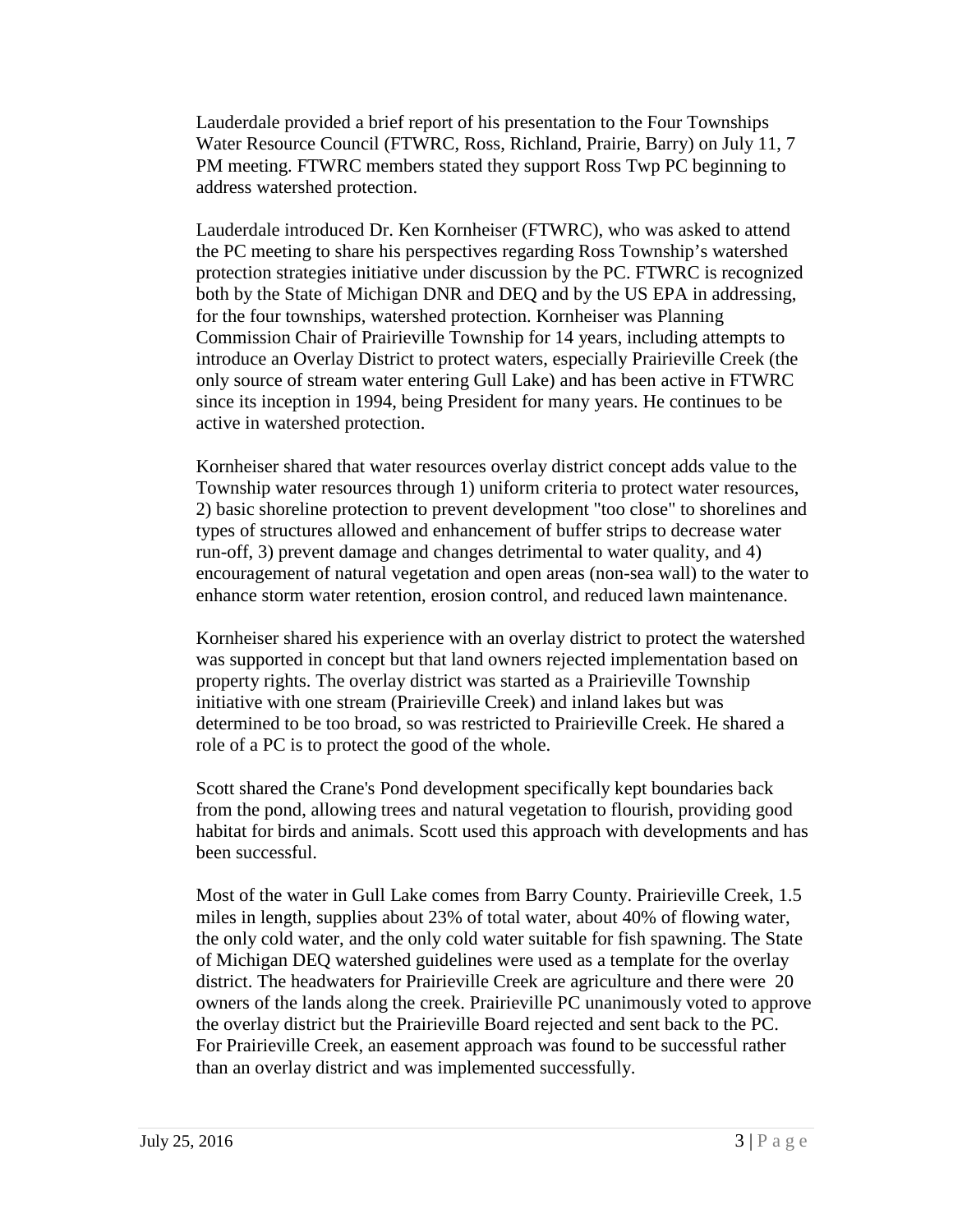Lauderdale provided a brief report of his presentation to the Four Townships Water Resource Council (FTWRC, Ross, Richland, Prairie, Barry) on July 11, 7 PM meeting. FTWRC members stated they support Ross Twp PC beginning to address watershed protection.

Lauderdale introduced Dr. Ken Kornheiser (FTWRC), who was asked to attend the PC meeting to share his perspectives regarding Ross Township's watershed protection strategies initiative under discussion by the PC. FTWRC is recognized both by the State of Michigan DNR and DEQ and by the US EPA in addressing, for the four townships, watershed protection. Kornheiser was Planning Commission Chair of Prairieville Township for 14 years, including attempts to introduce an Overlay District to protect waters, especially Prairieville Creek (the only source of stream water entering Gull Lake) and has been active in FTWRC since its inception in 1994, being President for many years. He continues to be active in watershed protection.

Kornheiser shared that water resources overlay district concept adds value to the Township water resources through 1) uniform criteria to protect water resources, 2) basic shoreline protection to prevent development "too close" to shorelines and types of structures allowed and enhancement of buffer strips to decrease water run-off, 3) prevent damage and changes detrimental to water quality, and 4) encouragement of natural vegetation and open areas (non-sea wall) to the water to enhance storm water retention, erosion control, and reduced lawn maintenance.

Kornheiser shared his experience with an overlay district to protect the watershed was supported in concept but that land owners rejected implementation based on property rights. The overlay district was started as a Prairieville Township initiative with one stream (Prairieville Creek) and inland lakes but was determined to be too broad, so was restricted to Prairieville Creek. He shared a role of a PC is to protect the good of the whole.

Scott shared the Crane's Pond development specifically kept boundaries back from the pond, allowing trees and natural vegetation to flourish, providing good habitat for birds and animals. Scott used this approach with developments and has been successful.

Most of the water in Gull Lake comes from Barry County. Prairieville Creek, 1.5 miles in length, supplies about 23% of total water, about 40% of flowing water, the only cold water, and the only cold water suitable for fish spawning. The State of Michigan DEQ watershed guidelines were used as a template for the overlay district. The headwaters for Prairieville Creek are agriculture and there were 20 owners of the lands along the creek. Prairieville PC unanimously voted to approve the overlay district but the Prairieville Board rejected and sent back to the PC. For Prairieville Creek, an easement approach was found to be successful rather than an overlay district and was implemented successfully.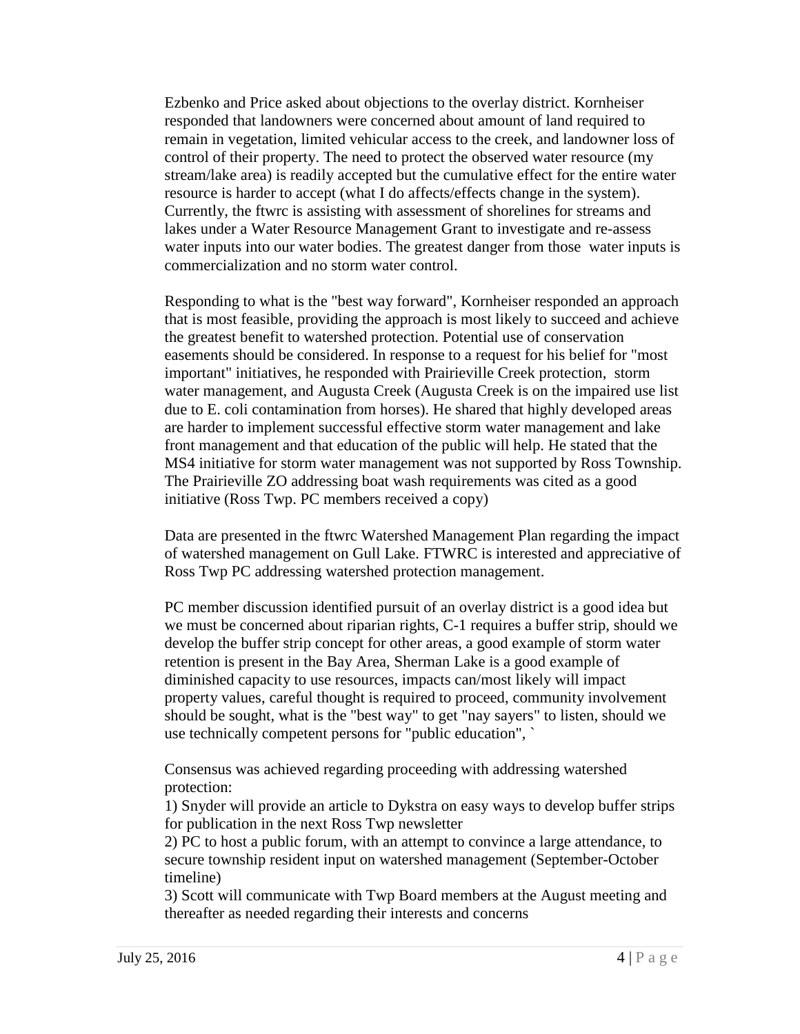Ezbenko and Price asked about objections to the overlay district. Kornheiser responded that landowners were concerned about amount of land required to remain in vegetation, limited vehicular access to the creek, and landowner loss of control of their property. The need to protect the observed water resource (my stream/lake area) is readily accepted but the cumulative effect for the entire water resource is harder to accept (what I do affects/effects change in the system). Currently, the ftwrc is assisting with assessment of shorelines for streams and lakes under a Water Resource Management Grant to investigate and re-assess water inputs into our water bodies. The greatest danger from those water inputs is commercialization and no storm water control.

Responding to what is the "best way forward", Kornheiser responded an approach that is most feasible, providing the approach is most likely to succeed and achieve the greatest benefit to watershed protection. Potential use of conservation easements should be considered. In response to a request for his belief for "most important" initiatives, he responded with Prairieville Creek protection, storm water management, and Augusta Creek (Augusta Creek is on the impaired use list due to E. coli contamination from horses). He shared that highly developed areas are harder to implement successful effective storm water management and lake front management and that education of the public will help. He stated that the MS4 initiative for storm water management was not supported by Ross Township. The Prairieville ZO addressing boat wash requirements was cited as a good initiative (Ross Twp. PC members received a copy)

Data are presented in the ftwrc Watershed Management Plan regarding the impact of watershed management on Gull Lake. FTWRC is interested and appreciative of Ross Twp PC addressing watershed protection management.

PC member discussion identified pursuit of an overlay district is a good idea but we must be concerned about riparian rights, C-1 requires a buffer strip, should we develop the buffer strip concept for other areas, a good example of storm water retention is present in the Bay Area, Sherman Lake is a good example of diminished capacity to use resources, impacts can/most likely will impact property values, careful thought is required to proceed, community involvement should be sought, what is the "best way" to get "nay sayers" to listen, should we use technically competent persons for "public education", `

Consensus was achieved regarding proceeding with addressing watershed protection:

1) Snyder will provide an article to Dykstra on easy ways to develop buffer strips for publication in the next Ross Twp newsletter
2) PC to host a public forum, with an attempt to convince a large attendance, to secure township resident input on watershed management (September-October timeline)
3) Scott will communicate with Twp Board members at the August meeting and thereafter as needed regarding their interests and concerns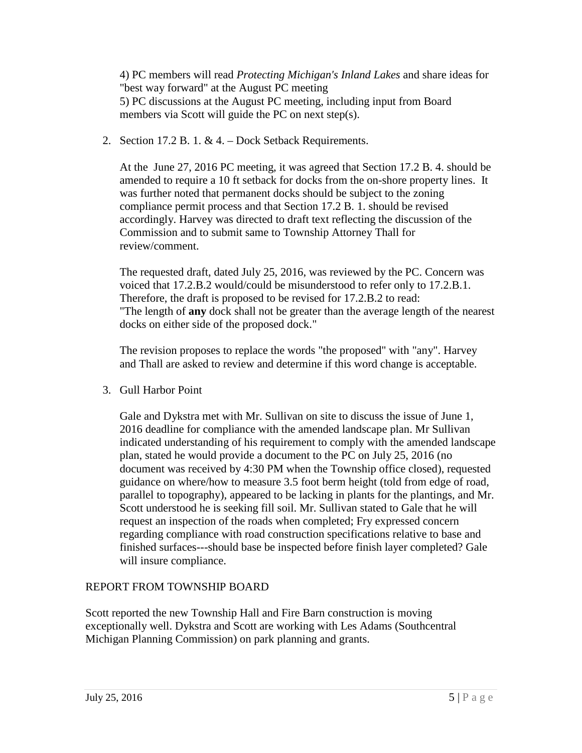4) PC members will read *Protecting Michigan's Inland Lakes* and share ideas for "best way forward" at the August PC meeting
5) PC discussions at the August PC meeting, including input from Board members via Scott will guide the PC on next step(s).

2. Section 17.2 B. 1. & 4. – Dock Setback Requirements.

   At the June 27, 2016 PC meeting, it was agreed that Section 17.2 B. 4. should be amended to require a 10 ft setback for docks from the on-shore property lines. It was further noted that permanent docks should be subject to the zoning compliance permit process and that Section 17.2 B. 1. should be revised accordingly. Harvey was directed to draft text reflecting the discussion of the Commission and to submit same to Township Attorney Thall for review/comment.

   The requested draft, dated July 25, 2016, was reviewed by the PC. Concern was voiced that 17.2.B.2 would/could be misunderstood to refer only to 17.2.B.1. Therefore, the draft is proposed to be revised for 17.2.B.2 to read:
   "The length of **any** dock shall not be greater than the average length of the nearest docks on either side of the proposed dock."

   The revision proposes to replace the words "the proposed" with "any". Harvey and Thall are asked to review and determine if this word change is acceptable.

3. Gull Harbor Point

   Gale and Dykstra met with Mr. Sullivan on site to discuss the issue of June 1, 2016 deadline for compliance with the amended landscape plan. Mr Sullivan indicated understanding of his requirement to comply with the amended landscape plan, stated he would provide a document to the PC on July 25, 2016 (no document was received by 4:30 PM when the Township office closed), requested guidance on where/how to measure 3.5 foot berm height (told from edge of road, parallel to topography), appeared to be lacking in plants for the plantings, and Mr. Scott understood he is seeking fill soil. Mr. Sullivan stated to Gale that he will request an inspection of the roads when completed; Fry expressed concern regarding compliance with road construction specifications relative to base and finished surfaces---should base be inspected before finish layer completed? Gale will insure compliance.

## REPORT FROM TOWNSHIP BOARD

Scott reported the new Township Hall and Fire Barn construction is moving exceptionally well. Dykstra and Scott are working with Les Adams (Southcentral Michigan Planning Commission) on park planning and grants.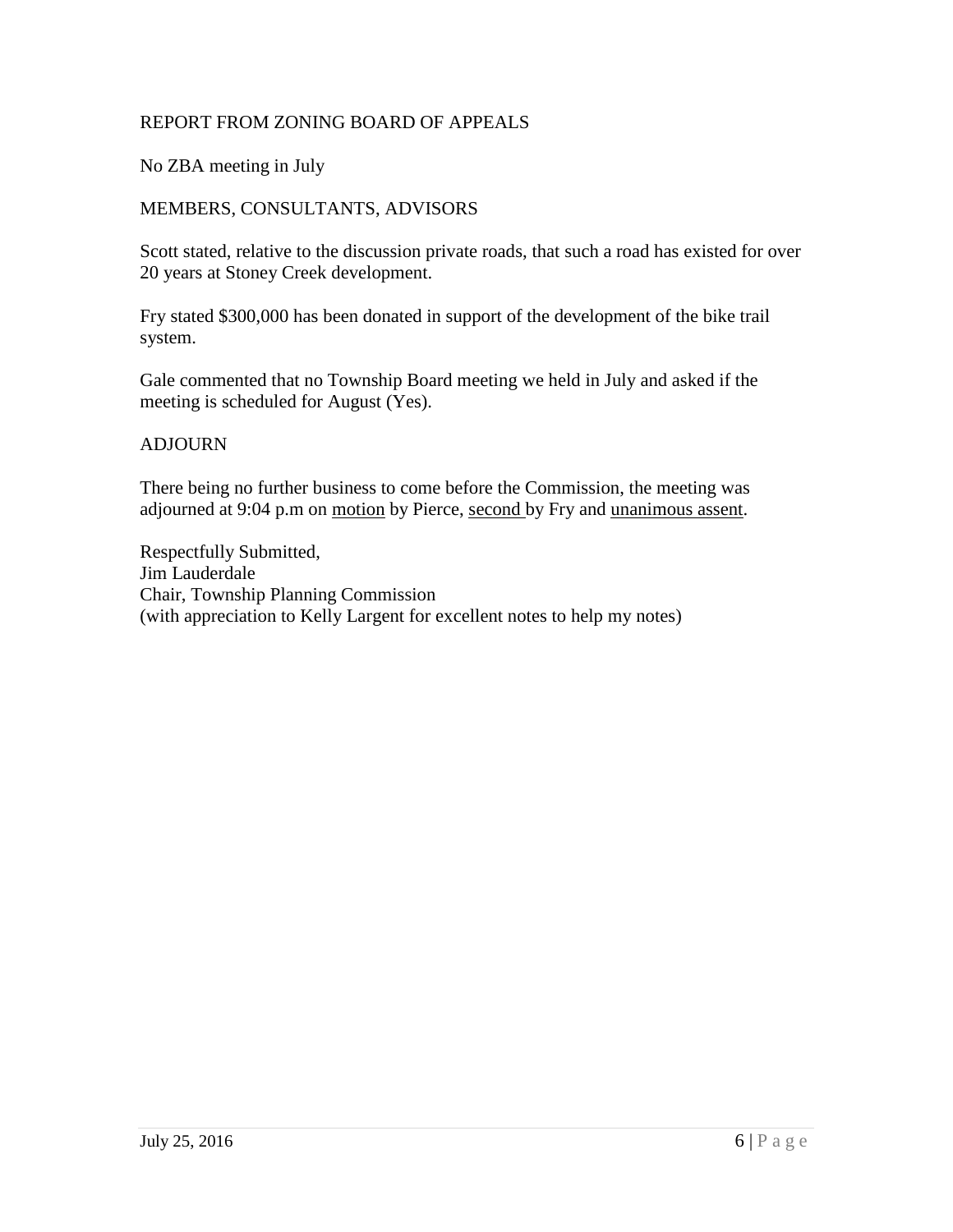REPORT FROM ZONING BOARD OF APPEALS

No ZBA meeting in July

MEMBERS, CONSULTANTS, ADVISORS

Scott stated, relative to the discussion private roads, that such a road has existed for over 20 years at Stoney Creek development.

Fry stated $300,000 has been donated in support of the development of the bike trail system.

Gale commented that no Township Board meeting we held in July and asked if the meeting is scheduled for August (Yes).

ADJOURN

There being no further business to come before the Commission, the meeting was adjourned at 9:04 p.m on motion by Pierce, second by Fry and unanimous assent.

Respectfully Submitted,
Jim Lauderdale
Chair, Township Planning Commission
(with appreciation to Kelly Largent for excellent notes to help my notes)